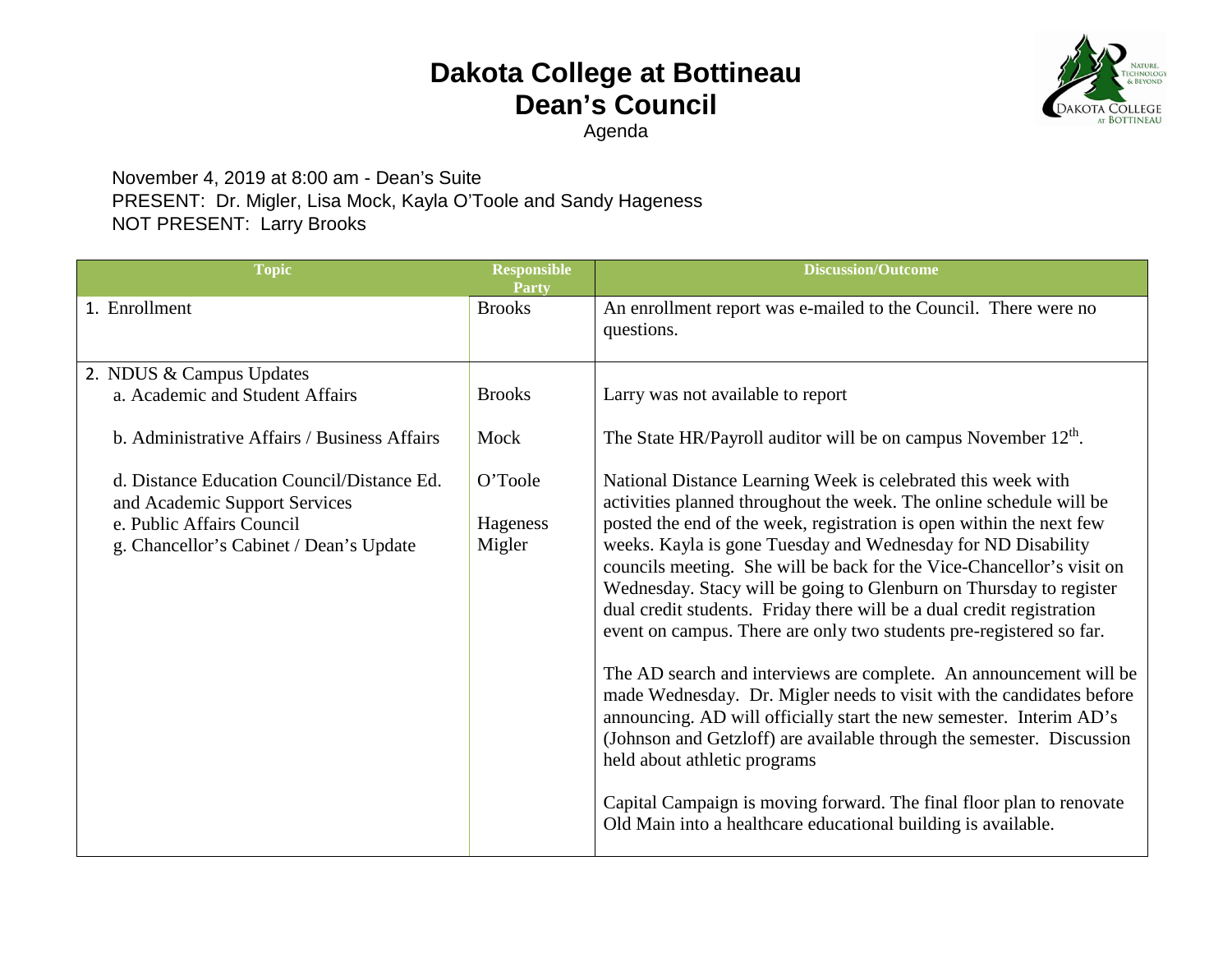# Dakota College at Bottineau
# Dean's Council

Agenda

November 4, 2019 at 8:00 am - Dean's Suite
PRESENT: Dr. Migler, Lisa Mock, Kayla O'Toole and Sandy Hageness
NOT PRESENT: Larry Brooks

| Topic | Responsible Party | Discussion/Outcome |
|---|---|---|
| 1. Enrollment | Brooks | An enrollment report was e-mailed to the Council. There were no questions. |
| 2. NDUS & Campus Updates<br>a. Academic and Student Affairs | Brooks | Larry was not available to report |
| b. Administrative Affairs / Business Affairs | Mock | The State HR/Payroll auditor will be on campus November 12th. |
| d. Distance Education Council/Distance Ed. and Academic Support Services<br>e. Public Affairs Council<br>g. Chancellor's Cabinet / Dean's Update | O'Toole<br><br>Hageness<br>Migler | National Distance Learning Week is celebrated this week with activities planned throughout the week. The online schedule will be posted the end of the week, registration is open within the next few weeks. Kayla is gone Tuesday and Wednesday for ND Disability councils meeting. She will be back for the Vice-Chancellor's visit on Wednesday. Stacy will be going to Glenburn on Thursday to register dual credit students. Friday there will be a dual credit registration event on campus. There are only two students pre-registered so far.<br><br>The AD search and interviews are complete. An announcement will be made Wednesday. Dr. Migler needs to visit with the candidates before announcing. AD will officially start the new semester. Interim AD's (Johnson and Getzloff) are available through the semester. Discussion held about athletic programs<br><br>Capital Campaign is moving forward. The final floor plan to renovate Old Main into a healthcare educational building is available. |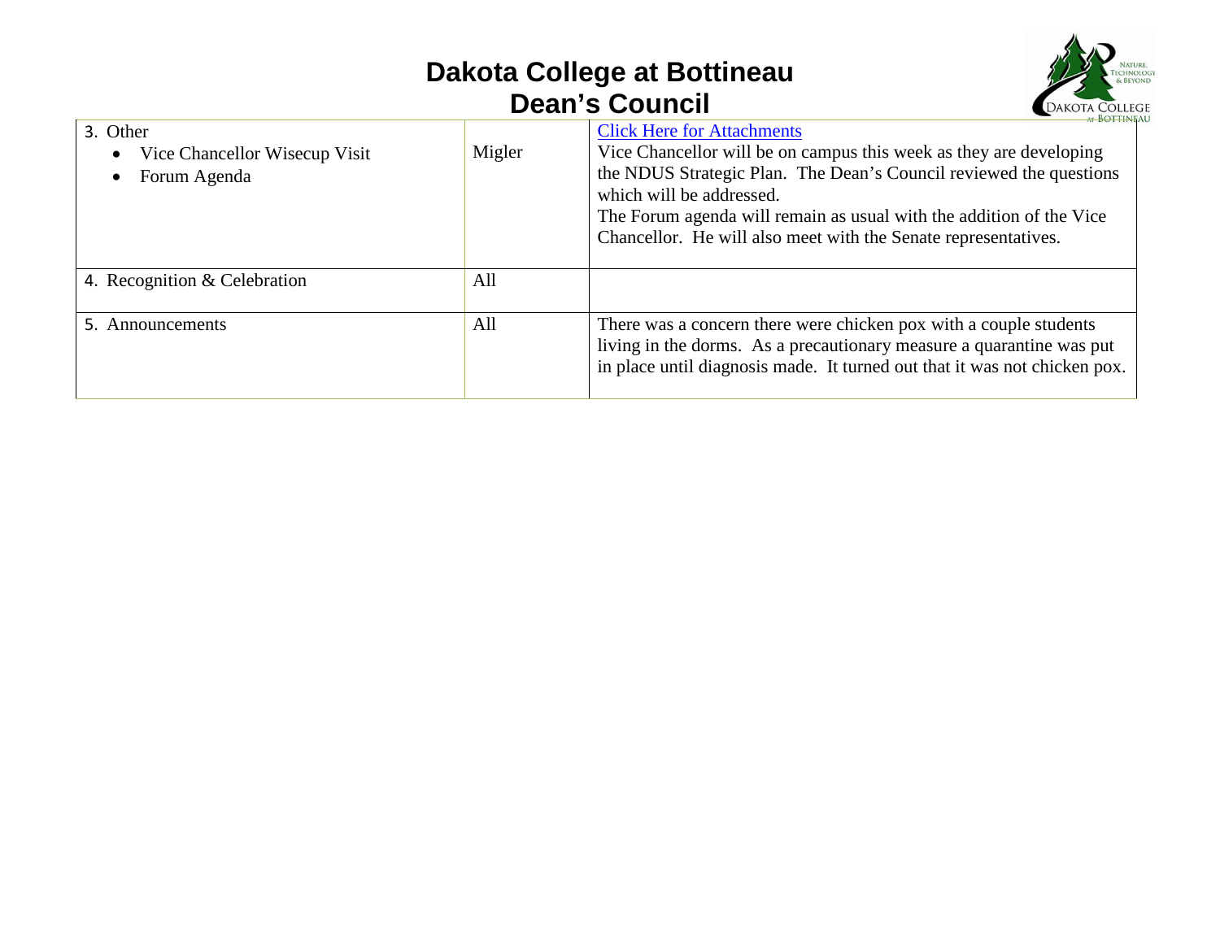# Dakota College at Bottineau
## Dean's Council

| | | |
|---|---|---|
| 3. Other<br>• Vice Chancellor Wisecup Visit<br>• Forum Agenda | Migler | Click Here for Attachments<br>Vice Chancellor will be on campus this week as they are developing the NDUS Strategic Plan. The Dean's Council reviewed the questions which will be addressed.<br>The Forum agenda will remain as usual with the addition of the Vice Chancellor. He will also meet with the Senate representatives. |
| 4. Recognition & Celebration | All | |
| 5. Announcements | All | There was a concern there were chicken pox with a couple students living in the dorms. As a precautionary measure a quarantine was put in place until diagnosis made. It turned out that it was not chicken pox. |